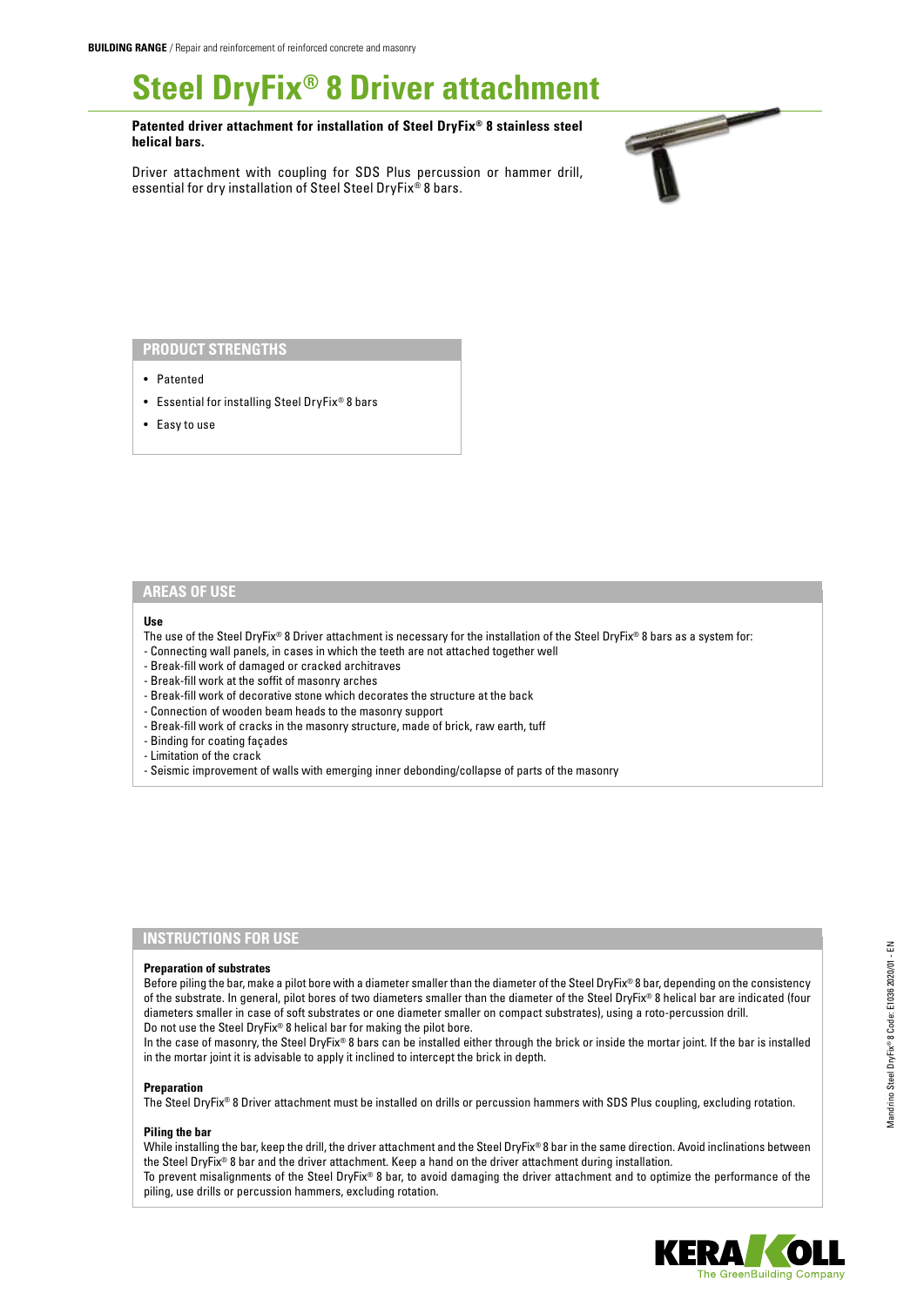**BUILDING RANGE** / Repair and reinforcement of reinforced concrete and masonry

# Steel DryFix® 8 Driver attachment

**Patented driver attachment for installation of Steel DryFix® 8 stainless steel helical bars.**

Driver attachment with coupling for SDS Plus percussion or hammer drill, essential for dry installation of Steel Steel DryFix® 8 bars.

## PRODUCT STRENGTHS

- Patented
- Essential for installing Steel DryFix® 8 bars
- Easy to use

## AREAS OF USE

**Use**

The use of the Steel DryFix® 8 Driver attachment is necessary for the installation of the Steel DryFix® 8 bars as a system for:
- Connecting wall panels, in cases in which the teeth are not attached together well
- Break-fill work of damaged or cracked architraves
- Break-fill work at the soffit of masonry arches
- Break-fill work of decorative stone which decorates the structure at the back
- Connection of wooden beam heads to the masonry support
- Break-fill work of cracks in the masonry structure, made of brick, raw earth, tuff
- Binding for coating façades
- Limitation of the crack
- Seismic improvement of walls with emerging inner debonding/collapse of parts of the masonry

## INSTRUCTIONS FOR USE

**Preparation of substrates**

Before piling the bar, make a pilot bore with a diameter smaller than the diameter of the Steel DryFix® 8 bar, depending on the consistency of the substrate. In general, pilot bores of two diameters smaller than the diameter of the Steel DryFix® 8 helical bar are indicated (four diameters smaller in case of soft substrates or one diameter smaller on compact substrates), using a roto-percussion drill.
Do not use the Steel DryFix® 8 helical bar for making the pilot bore.
In the case of masonry, the Steel DryFix® 8 bars can be installed either through the brick or inside the mortar joint. If the bar is installed in the mortar joint it is advisable to apply it inclined to intercept the brick in depth.

**Preparation**

The Steel DryFix® 8 Driver attachment must be installed on drills or percussion hammers with SDS Plus coupling, excluding rotation.

**Piling the bar**

While installing the bar, keep the drill, the driver attachment and the Steel DryFix® 8 bar in the same direction. Avoid inclinations between the Steel DryFix® 8 bar and the driver attachment. Keep a hand on the driver attachment during installation.
To prevent misalignments of the Steel DryFix® 8 bar, to avoid damaging the driver attachment and to optimize the performance of the piling, use drills or percussion hammers, excluding rotation.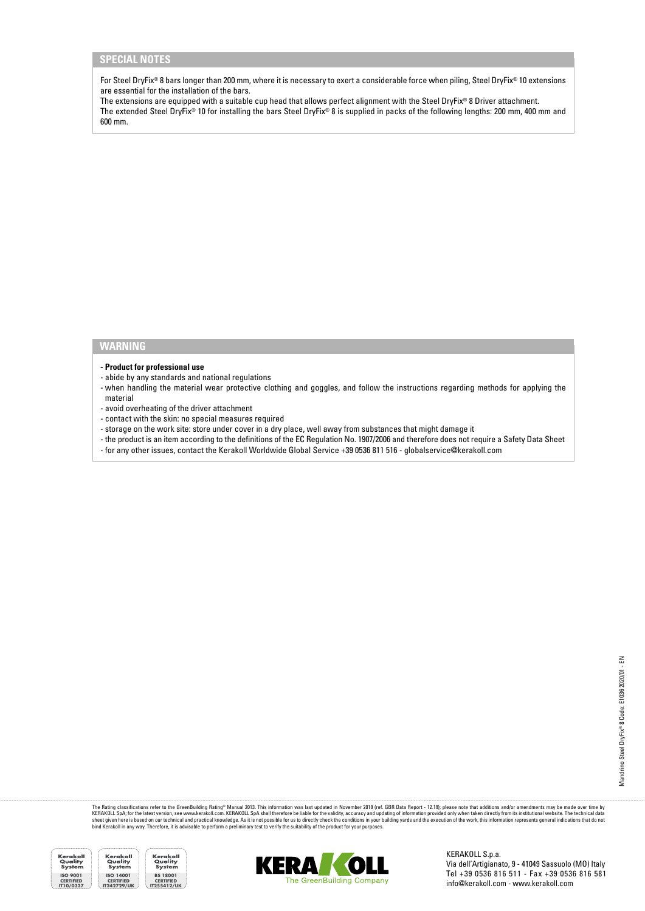## SPECIAL NOTES

For Steel DryFix® 8 bars longer than 200 mm, where it is necessary to exert a considerable force when piling, Steel DryFix® 10 extensions are essential for the installation of the bars.
The extensions are equipped with a suitable cup head that allows perfect alignment with the Steel DryFix® 8 Driver attachment.
The extended Steel DryFix® 10 for installing the bars Steel DryFix® 8 is supplied in packs of the following lengths: 200 mm, 400 mm and 600 mm.

## WARNING

- **Product for professional use**
- abide by any standards and national regulations
- when handling the material wear protective clothing and goggles, and follow the instructions regarding methods for applying the material
- avoid overheating of the driver attachment
- contact with the skin: no special measures required
- storage on the work site: store under cover in a dry place, well away from substances that might damage it
- the product is an item according to the definitions of the EC Regulation No. 1907/2006 and therefore does not require a Safety Data Sheet
- for any other issues, contact the Kerakoll Worldwide Global Service +39 0536 811 516 - globalservice@kerakoll.com

Mandrino Steel DryFix® 8 Code: E1036 2020/01 - EN

The Rating classifications refer to the GreenBuilding Rating® Manual 2013. This information was last updated in November 2019 (ref. GBR Data Report - 12.19); please note that additions and/or amendments may be made over time by KERAKOLL SpA; for the latest version, see www.kerakoll.com. KERAKOLL SpA shall therefore be liable for the validity, accuracy and updating of information provided only when taken directly from its institutional website. The technical data sheet given here is based on our technical and practical knowledge. As it is not possible for us to directly check the conditions in your building yards and the execution of the work, this information represents general indications that do not bind Kerakoll in any way. Therefore, it is advisable to perform a preliminary test to verify the suitability of the product for your purposes.

Kerakoll Quality System ISO 9001 CERTIFIED IT10/0327

Kerakoll Quality System ISO 14001 CERTIFIED IT242729/UK

Kerakoll Quality System BS 18001 CERTIFIED IT255412/UK

KERAKOLL The GreenBuilding Company

KERAKOLL S.p.a.
Via dell'Artigianato, 9 - 41049 Sassuolo (MO) Italy
Tel +39 0536 816 511 - Fax +39 0536 816 581
info@kerakoll.com - www.kerakoll.com